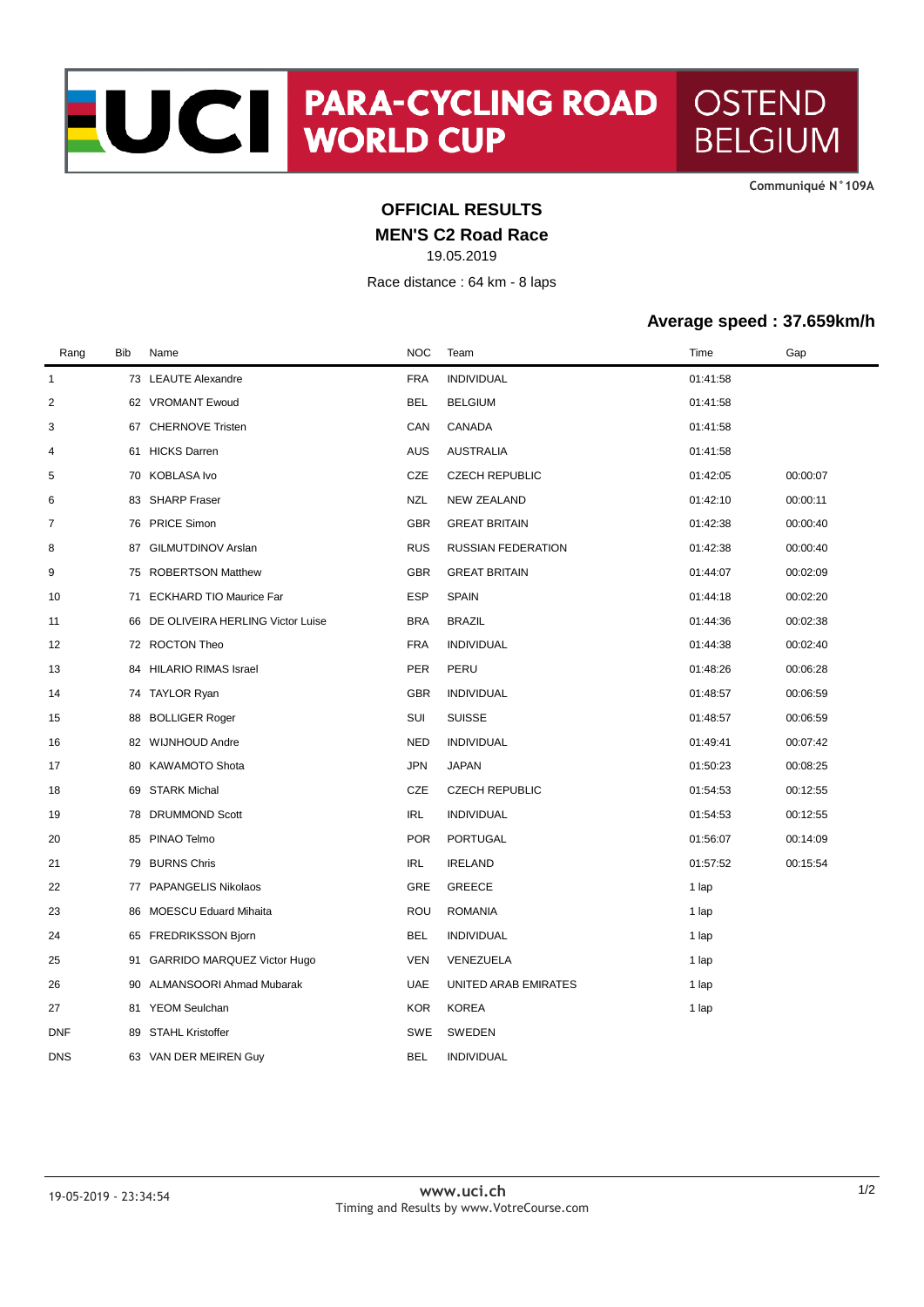UCI PARA-CYCLING ROAD WORLD CUP OSTEND BELGIUM

Communiqué N°109A

# OFFICIAL RESULTS

## MEN'S C2 Road Race

19.05.2019

Race distance : 64 km - 8 laps

### Average speed : 37.659km/h

| Rang | Bib | Name | NOC | Team | Time | Gap |
|---|---|---|---|---|---|---|
| 1 | 73 | LEAUTE Alexandre | FRA | INDIVIDUAL | 01:41:58 | |
| 2 | 62 | VROMANT Ewoud | BEL | BELGIUM | 01:41:58 | |
| 3 | 67 | CHERNOVE Tristen | CAN | CANADA | 01:41:58 | |
| 4 | 61 | HICKS Darren | AUS | AUSTRALIA | 01:41:58 | |
| 5 | 70 | KOBLASA Ivo | CZE | CZECH REPUBLIC | 01:42:05 | 00:00:07 |
| 6 | 83 | SHARP Fraser | NZL | NEW ZEALAND | 01:42:10 | 00:00:11 |
| 7 | 76 | PRICE Simon | GBR | GREAT BRITAIN | 01:42:38 | 00:00:40 |
| 8 | 87 | GILMUTDINOV Arslan | RUS | RUSSIAN FEDERATION | 01:42:38 | 00:00:40 |
| 9 | 75 | ROBERTSON Matthew | GBR | GREAT BRITAIN | 01:44:07 | 00:02:09 |
| 10 | 71 | ECKHARD TIO Maurice Far | ESP | SPAIN | 01:44:18 | 00:02:20 |
| 11 | 66 | DE OLIVEIRA HERLING Victor Luise | BRA | BRAZIL | 01:44:36 | 00:02:38 |
| 12 | 72 | ROCTON Theo | FRA | INDIVIDUAL | 01:44:38 | 00:02:40 |
| 13 | 84 | HILARIO RIMAS Israel | PER | PERU | 01:48:26 | 00:06:28 |
| 14 | 74 | TAYLOR Ryan | GBR | INDIVIDUAL | 01:48:57 | 00:06:59 |
| 15 | 88 | BOLLIGER Roger | SUI | SUISSE | 01:48:57 | 00:06:59 |
| 16 | 82 | WIJNHOUD Andre | NED | INDIVIDUAL | 01:49:41 | 00:07:42 |
| 17 | 80 | KAWAMOTO Shota | JPN | JAPAN | 01:50:23 | 00:08:25 |
| 18 | 69 | STARK Michal | CZE | CZECH REPUBLIC | 01:54:53 | 00:12:55 |
| 19 | 78 | DRUMMOND Scott | IRL | INDIVIDUAL | 01:54:53 | 00:12:55 |
| 20 | 85 | PINAO Telmo | POR | PORTUGAL | 01:56:07 | 00:14:09 |
| 21 | 79 | BURNS Chris | IRL | IRELAND | 01:57:52 | 00:15:54 |
| 22 | 77 | PAPANGELIS Nikolaos | GRE | GREECE | 1 lap | |
| 23 | 86 | MOESCU Eduard Mihaita | ROU | ROMANIA | 1 lap | |
| 24 | 65 | FREDRIKSSON Bjorn | BEL | INDIVIDUAL | 1 lap | |
| 25 | 91 | GARRIDO MARQUEZ Victor Hugo | VEN | VENEZUELA | 1 lap | |
| 26 | 90 | ALMANSOORI Ahmad Mubarak | UAE | UNITED ARAB EMIRATES | 1 lap | |
| 27 | 81 | YEOM Seulchan | KOR | KOREA | 1 lap | |
| DNF | 89 | STAHL Kristoffer | SWE | SWEDEN | | |
| DNS | 63 | VAN DER MEIREN Guy | BEL | INDIVIDUAL | | |

19-05-2019 - 23:34:54

www.uci.ch
Timing and Results by www.VotreCourse.com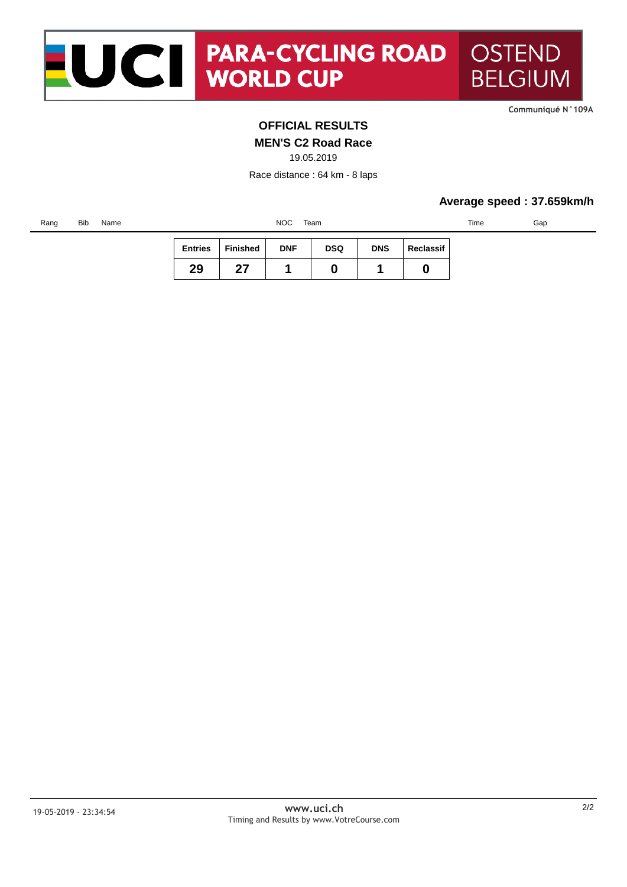UCI PARA-CYCLING ROAD WORLD CUP OSTEND BELGIUM

Communiqué N°109A

## OFFICIAL RESULTS

### MEN'S C2 Road Race

19.05.2019

Race distance : 64 km - 8 laps

**Average speed : 37.659km/h**

Rang Bib Name NOC Team Time Gap

| Entries | Finished | DNF | DSQ | DNS | Reclassif |
|---|---|---|---|---|---|
| 29 | 27 | 1 | 0 | 1 | 0 |

19-05-2019 - 23:34:54

www.uci.ch

Timing and Results by www.VotreCourse.com